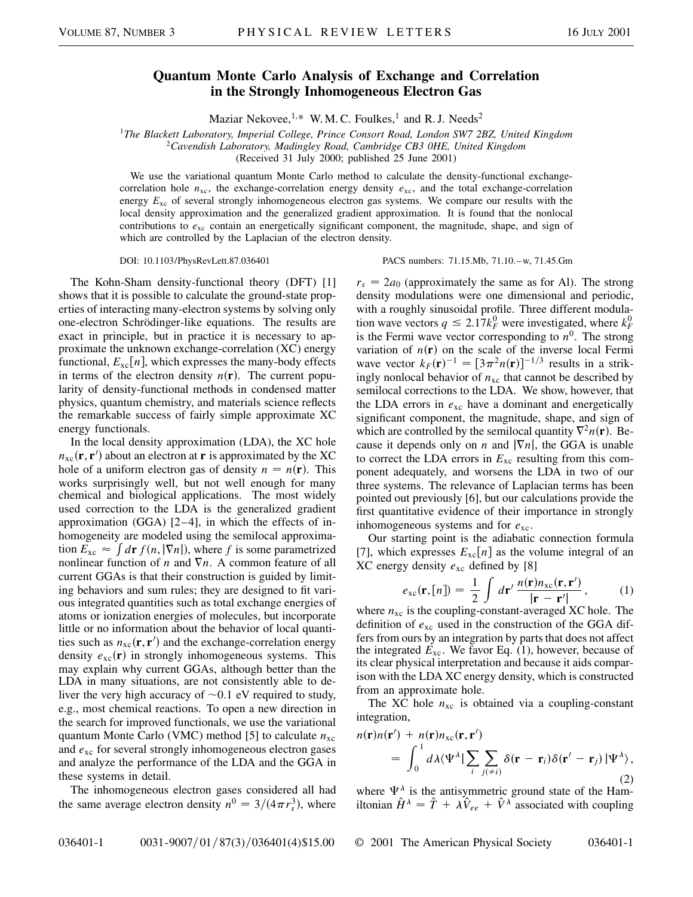# Quantum Monte Carlo Analysis of Exchange and Correlation in the Strongly Inhomogeneous Electron Gas

Maziar Nekovee,[1,*] W. M. C. Foulkes,[1] and R. J. Needs[2]

[1]The Blackett Laboratory, Imperial College, Prince Consort Road, London SW7 2BZ, United Kingdom
[2]Cavendish Laboratory, Madingley Road, Cambridge CB3 0HE, United Kingdom

(Received 31 July 2000; published 25 June 2001)

We use the variational quantum Monte Carlo method to calculate the density-functional exchange-correlation hole $n_{\mathrm{xc}}$, the exchange-correlation energy density $e_{\mathrm{xc}}$, and the total exchange-correlation energy $E_{\mathrm{xc}}$ of several strongly inhomogeneous electron gas systems. We compare our results with the local density approximation and the generalized gradient approximation. It is found that the nonlocal contributions to $e_{\mathrm{xc}}$ contain an energetically significant component, the magnitude, shape, and sign of which are controlled by the Laplacian of the electron density.

DOI: 10.1103/PhysRevLett.87.036401 PACS numbers: 71.15.Mb, 71.10.–w, 71.45.Gm

The Kohn-Sham density-functional theory (DFT) [1] shows that it is possible to calculate the ground-state properties of interacting many-electron systems by solving only one-electron Schrödinger-like equations. The results are exact in principle, but in practice it is necessary to approximate the unknown exchange-correlation (XC) energy functional, $E_{\mathrm{xc}}[n]$, which expresses the many-body effects in terms of the electron density $n(\mathbf{r})$. The current popularity of density-functional methods in condensed matter physics, quantum chemistry, and materials science reflects the remarkable success of fairly simple approximate XC energy functionals.

In the local density approximation (LDA), the XC hole $n_{\mathrm{xc}}(\mathbf{r}, \mathbf{r}')$ about an electron at $\mathbf{r}$ is approximated by the XC hole of a uniform electron gas of density $n = n(\mathbf{r})$. This works surprisingly well, but not well enough for many chemical and biological applications. The most widely used correction to the LDA is the generalized gradient approximation (GGA) [2–4], in which the effects of inhomogeneity are modeled using the semilocal approximation $E_{\mathrm{xc}} \approx \int d\mathbf{r}\, f(n, |\nabla n|)$, where $f$ is some parametrized nonlinear function of $n$ and $\nabla n$. A common feature of all current GGAs is that their construction is guided by limiting behaviors and sum rules; they are designed to fit various integrated quantities such as total exchange energies of atoms or ionization energies of molecules, but incorporate little or no information about the behavior of local quantities such as $n_{\mathrm{xc}}(\mathbf{r}, \mathbf{r}')$ and the exchange-correlation energy density $e_{\mathrm{xc}}(\mathbf{r})$ in strongly inhomogeneous systems. This may explain why current GGAs, although better than the LDA in many situations, are not consistently able to deliver the very high accuracy of $\sim$0.1 eV required to study, e.g., most chemical reactions. To open a new direction in the search for improved functionals, we use the variational quantum Monte Carlo (VMC) method [5] to calculate $n_{\mathrm{xc}}$ and $e_{\mathrm{xc}}$ for several strongly inhomogeneous electron gases and analyze the performance of the LDA and the GGA in these systems in detail.

The inhomogeneous electron gases considered all had the same average electron density $n^0 = 3/(4\pi r_s^3)$, where $r_s = 2a_0$ (approximately the same as for Al). The strong density modulations were one dimensional and periodic, with a roughly sinusoidal profile. Three different modulation wave vectors $q \leq 2.17k_F^0$ were investigated, where $k_F^0$ is the Fermi wave vector corresponding to $n^0$. The strong variation of $n(\mathbf{r})$ on the scale of the inverse local Fermi wave vector $k_F(\mathbf{r})^{-1} = [3\pi^2 n(\mathbf{r})]^{-1/3}$ results in a strikingly nonlocal behavior of $n_{\mathrm{xc}}$ that cannot be described by semilocal corrections to the LDA. We show, however, that the LDA errors in $e_{\mathrm{xc}}$ have a dominant and energetically significant component, the magnitude, shape, and sign of which are controlled by the semilocal quantity $\nabla^2 n(\mathbf{r})$. Because it depends only on $n$ and $|\nabla n|$, the GGA is unable to correct the LDA errors in $E_{\mathrm{xc}}$ resulting from this component adequately, and worsens the LDA in two of our three systems. The relevance of Laplacian terms has been pointed out previously [6], but our calculations provide the first quantitative evidence of their importance in strongly inhomogeneous systems and for $e_{\mathrm{xc}}$.

Our starting point is the adiabatic connection formula [7], which expresses $E_{\mathrm{xc}}[n]$ as the volume integral of an XC energy density $e_{\mathrm{xc}}$ defined by [8]

$$e_{\mathrm{xc}}(\mathbf{r}, [n]) = \frac{1}{2} \int d\mathbf{r}'\, \frac{n(\mathbf{r}) n_{\mathrm{xc}}(\mathbf{r}, \mathbf{r}')}{|\mathbf{r} - \mathbf{r}'|}, \tag{1}$$

where $n_{\mathrm{xc}}$ is the coupling-constant-averaged XC hole. The definition of $e_{\mathrm{xc}}$ used in the construction of the GGA differs from ours by an integration by parts that does not affect the integrated $E_{\mathrm{xc}}$. We favor Eq. (1), however, because of its clear physical interpretation and because it aids comparison with the LDA XC energy density, which is constructed from an approximate hole.

The XC hole $n_{\mathrm{xc}}$ is obtained via a coupling-constant integration,

$$n(\mathbf{r})n(\mathbf{r}') + n(\mathbf{r})n_{\mathrm{xc}}(\mathbf{r}, \mathbf{r}') = \int_0^1 d\lambda \langle \Psi^\lambda | \sum_i \sum_{j(\neq i)} \delta(\mathbf{r} - \mathbf{r}_i)\delta(\mathbf{r}' - \mathbf{r}_j) | \Psi^\lambda \rangle, \tag{2}$$

where $\Psi^\lambda$ is the antisymmetric ground state of the Hamiltonian $\hat{H}^\lambda = \hat{T} + \lambda \hat{V}_{ee} + \hat{V}^\lambda$ associated with coupling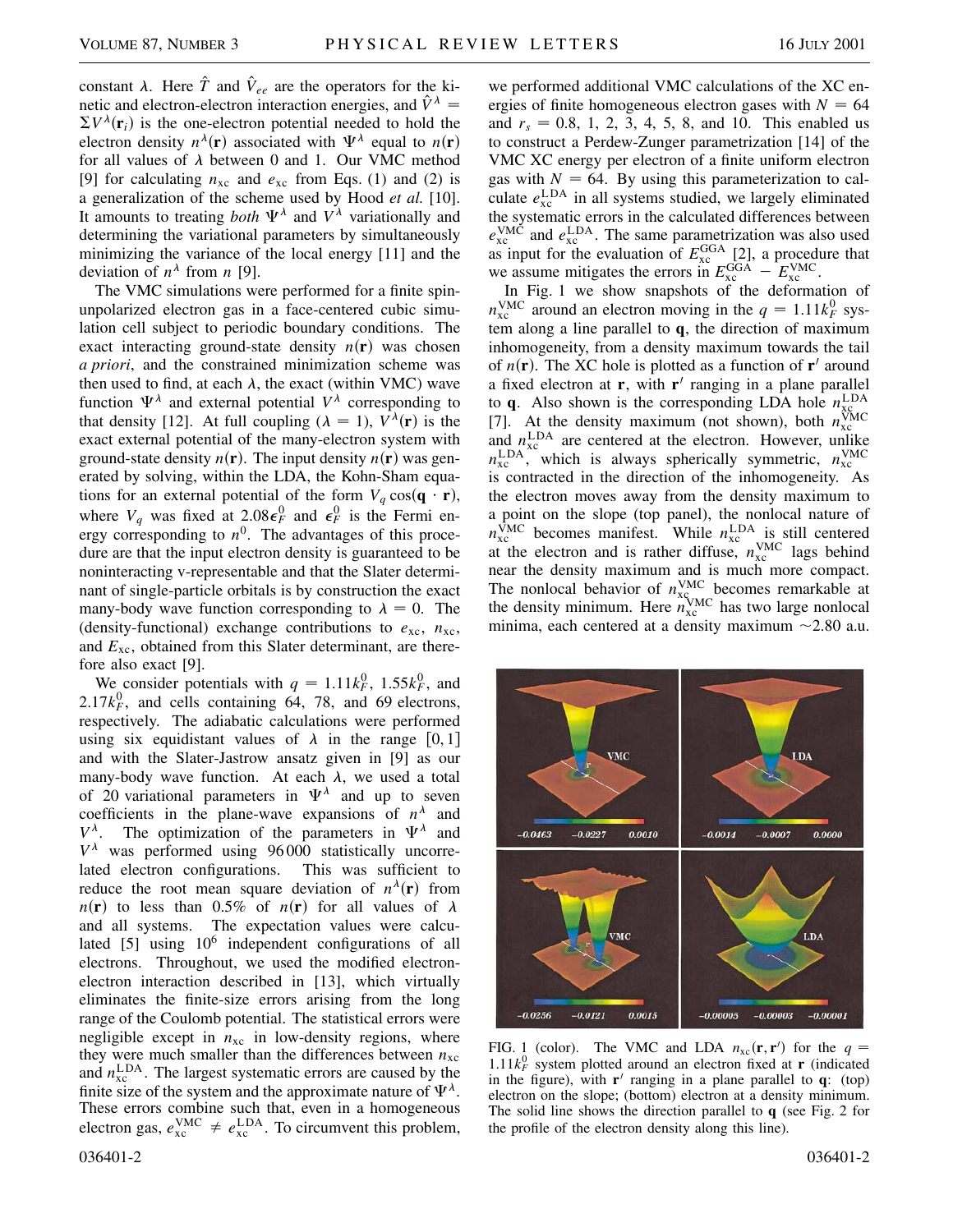constant $\lambda$. Here $\hat{T}$ and $\hat{V}_{ee}$ are the operators for the kinetic and electron-electron interaction energies, and $\hat{V}^{\lambda} = \sum V^{\lambda}(\mathbf{r}_i)$ is the one-electron potential needed to hold the electron density $n^{\lambda}(\mathbf{r})$ associated with $\Psi^{\lambda}$ equal to $n(\mathbf{r})$ for all values of $\lambda$ between 0 and 1. Our VMC method [9] for calculating $n_{\text{xc}}$ and $e_{\text{xc}}$ from Eqs. (1) and (2) is a generalization of the scheme used by Hood *et al.* [10]. It amounts to treating *both* $\Psi^{\lambda}$ and $V^{\lambda}$ variationally and determining the variational parameters by simultaneously minimizing the variance of the local energy [11] and the deviation of $n^{\lambda}$ from $n$ [9].

The VMC simulations were performed for a finite spin-unpolarized electron gas in a face-centered cubic simulation cell subject to periodic boundary conditions. The exact interacting ground-state density $n(\mathbf{r})$ was chosen *a priori*, and the constrained minimization scheme was then used to find, at each $\lambda$, the exact (within VMC) wave function $\Psi^{\lambda}$ and external potential $V^{\lambda}$ corresponding to that density [12]. At full coupling ($\lambda = 1$), $V^{\lambda}(\mathbf{r})$ is the exact external potential of the many-electron system with ground-state density $n(\mathbf{r})$. The input density $n(\mathbf{r})$ was generated by solving, within the LDA, the Kohn-Sham equations for an external potential of the form $V_q \cos(\mathbf{q} \cdot \mathbf{r})$, where $V_q$ was fixed at $2.08\epsilon_F^0$ and $\epsilon_F^0$ is the Fermi energy corresponding to $n^0$. The advantages of this procedure are that the input electron density is guaranteed to be noninteracting v-representable and that the Slater determinant of single-particle orbitals is by construction the exact many-body wave function corresponding to $\lambda = 0$. The (density-functional) exchange contributions to $e_{\text{xc}}$, $n_{\text{xc}}$, and $E_{\text{xc}}$, obtained from this Slater determinant, are therefore also exact [9].

We consider potentials with $q = 1.11k_F^0$, $1.55k_F^0$, and $2.17k_F^0$, and cells containing 64, 78, and 69 electrons, respectively. The adiabatic calculations were performed using six equidistant values of $\lambda$ in the range $[0, 1]$ and with the Slater-Jastrow ansatz given in [9] as our many-body wave function. At each $\lambda$, we used a total of 20 variational parameters in $\Psi^{\lambda}$ and up to seven coefficients in the plane-wave expansions of $n^{\lambda}$ and $V^{\lambda}$. The optimization of the parameters in $\Psi^{\lambda}$ and $V^{\lambda}$ was performed using 96 000 statistically uncorrelated electron configurations. This was sufficient to reduce the root mean square deviation of $n^{\lambda}(\mathbf{r})$ from $n(\mathbf{r})$ to less than 0.5% of $n(\mathbf{r})$ for all values of $\lambda$ and all systems. The expectation values were calculated [5] using $10^6$ independent configurations of all electrons. Throughout, we used the modified electron-electron interaction described in [13], which virtually eliminates the finite-size errors arising from the long range of the Coulomb potential. The statistical errors were negligible except in $n_{\text{xc}}$ in low-density regions, where they were much smaller than the differences between $n_{\text{xc}}$ and $n_{\text{xc}}^{\text{LDA}}$. The largest systematic errors are caused by the finite size of the system and the approximate nature of $\Psi^{\lambda}$. These errors combine such that, even in a homogeneous electron gas, $e_{\text{xc}}^{\text{VMC}} \neq e_{\text{xc}}^{\text{LDA}}$. To circumvent this problem, we performed additional VMC calculations of the XC energies of finite homogeneous electron gases with $N = 64$ and $r_s = 0.8$, 1, 2, 3, 4, 5, 8, and 10. This enabled us to construct a Perdew-Zunger parametrization [14] of the VMC XC energy per electron of a finite uniform electron gas with $N = 64$. By using this parameterization to calculate $e_{\text{xc}}^{\text{LDA}}$ in all systems studied, we largely eliminated the systematic errors in the calculated differences between $e_{\text{xc}}^{\text{VMC}}$ and $e_{\text{xc}}^{\text{LDA}}$. The same parametrization was also used as input for the evaluation of $E_{\text{xc}}^{\text{GGA}}$ [2], a procedure that we assume mitigates the errors in $E_{\text{xc}}^{\text{GGA}} - E_{\text{xc}}^{\text{VMC}}$.

In Fig. 1 we show snapshots of the deformation of $n_{\text{xc}}^{\text{VMC}}$ around an electron moving in the $q = 1.11k_F^0$ system along a line parallel to $\mathbf{q}$, the direction of maximum inhomogeneity, from a density maximum towards the tail of $n(\mathbf{r})$. The XC hole is plotted as a function of $\mathbf{r}'$ around a fixed electron at $\mathbf{r}$, with $\mathbf{r}'$ ranging in a plane parallel to $\mathbf{q}$. Also shown is the corresponding LDA hole $n_{\text{xc}}^{\text{LDA}}$ [7]. At the density maximum (not shown), both $n_{\text{xc}}^{\text{VMC}}$ and $n_{\text{xc}}^{\text{LDA}}$ are centered at the electron. However, unlike $n_{\text{xc}}^{\text{LDA}}$, which is always spherically symmetric, $n_{\text{xc}}^{\text{VMC}}$ is contracted in the direction of the inhomogeneity. As the electron moves away from the density maximum to a point on the slope (top panel), the nonlocal nature of $n_{\text{xc}}^{\text{VMC}}$ becomes manifest. While $n_{\text{xc}}^{\text{LDA}}$ is still centered at the electron and is rather diffuse, $n_{\text{xc}}^{\text{VMC}}$ lags behind near the density maximum and is much more compact. The nonlocal behavior of $n_{\text{xc}}^{\text{VMC}}$ becomes remarkable at the density minimum. Here $n_{\text{xc}}^{\text{VMC}}$ has two large nonlocal minima, each centered at a density maximum ~2.80 a.u.

FIG. 1 (color). The VMC and LDA $n_{\text{xc}}(\mathbf{r}, \mathbf{r}')$ for the $q = 1.11k_F^0$ system plotted around an electron fixed at $\mathbf{r}$ (indicated in the figure), with $\mathbf{r}'$ ranging in a plane parallel to $\mathbf{q}$: (top) electron on the slope; (bottom) electron at a density minimum. The solid line shows the direction parallel to $\mathbf{q}$ (see Fig. 2 for the profile of the electron density along this line).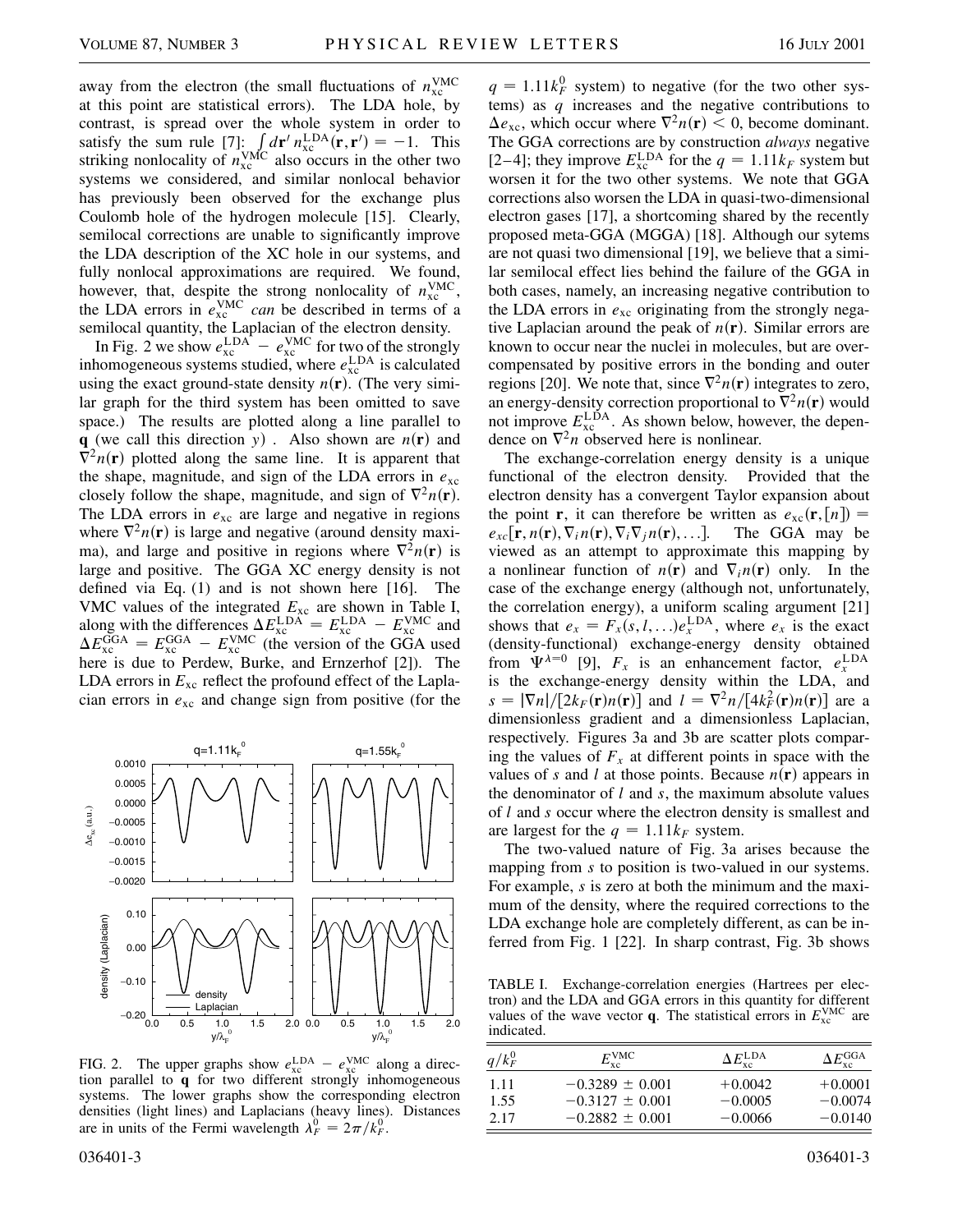away from the electron (the small fluctuations of $n_{xc}^{VMC}$ at this point are statistical errors). The LDA hole, by contrast, is spread over the whole system in order to satisfy the sum rule [7]: $\int d\mathbf{r}' \, n_{xc}^{LDA}(\mathbf{r}, \mathbf{r}') = -1$. This striking nonlocality of $n_{xc}^{VMC}$ also occurs in the other two systems we considered, and similar nonlocal behavior has previously been observed for the exchange plus Coulomb hole of the hydrogen molecule [15]. Clearly, semilocal corrections are unable to significantly improve the LDA description of the XC hole in our systems, and fully nonlocal approximations are required. We found, however, that, despite the strong nonlocality of $n_{xc}^{VMC}$, the LDA errors in $e_{xc}^{VMC}$ *can* be described in terms of a semilocal quantity, the Laplacian of the electron density.

In Fig. 2 we show $e_{xc}^{LDA} - e_{xc}^{VMC}$ for two of the strongly inhomogeneous systems studied, where $e_{xc}^{LDA}$ is calculated using the exact ground-state density $n(\mathbf{r})$. (The very similar graph for the third system has been omitted to save space.) The results are plotted along a line parallel to $\mathbf{q}$ (we call this direction $y$). Also shown are $n(\mathbf{r})$ and $\nabla^2 n(\mathbf{r})$ plotted along the same line. It is apparent that the shape, magnitude, and sign of the LDA errors in $e_{xc}$ closely follow the shape, magnitude, and sign of $\nabla^2 n(\mathbf{r})$. The LDA errors in $e_{xc}$ are large and negative in regions where $\nabla^2 n(\mathbf{r})$ is large and negative (around density maxima), and large and positive in regions where $\nabla^2 n(\mathbf{r})$ is large and positive. The GGA XC energy density is not defined via Eq. (1) and is not shown here [16]. The VMC values of the integrated $E_{xc}$ are shown in Table I, along with the differences $\Delta E_{xc}^{LDA} = E_{xc}^{LDA} - E_{xc}^{VMC}$ and $\Delta E_{xc}^{GGA} = E_{xc}^{GGA} - E_{xc}^{VMC}$ (the version of the GGA used here is due to Perdew, Burke, and Ernzerhof [2]). The LDA errors in $E_{xc}$ reflect the profound effect of the Laplacian errors in $e_{xc}$ and change sign from positive (for the $q = 1.11k_F^0$ system) to negative (for the two other systems) as $q$ increases and the negative contributions to $\Delta e_{xc}$, which occur where $\nabla^2 n(\mathbf{r}) < 0$, become dominant. The GGA corrections are by construction *always* negative [2–4]; they improve $E_{xc}^{LDA}$ for the $q = 1.11k_F$ system but worsen it for the two other systems. We note that GGA corrections also worsen the LDA in quasi-two-dimensional electron gases [17], a shortcoming shared by the recently proposed meta-GGA (MGGA) [18]. Although our sytems are not quasi two dimensional [19], we believe that a similar semilocal effect lies behind the failure of the GGA in both cases, namely, an increasing negative contribution to the LDA errors in $e_{xc}$ originating from the strongly negative Laplacian around the peak of $n(\mathbf{r})$. Similar errors are known to occur near the nuclei in molecules, but are overcompensated by positive errors in the bonding and outer regions [20]. We note that, since $\nabla^2 n(\mathbf{r})$ integrates to zero, an energy-density correction proportional to $\nabla^2 n(\mathbf{r})$ would not improve $E_{xc}^{LDA}$. As shown below, however, the dependence on $\nabla^2 n$ observed here is nonlinear.

The exchange-correlation energy density is a unique functional of the electron density. Provided that the electron density has a convergent Taylor expansion about the point $\mathbf{r}$, it can therefore be written as $e_{xc}(\mathbf{r}, [n]) = e_{xc}[\mathbf{r}, n(\mathbf{r}), \nabla_i n(\mathbf{r}), \nabla_i \nabla_j n(\mathbf{r}), \ldots]$. The GGA may be viewed as an attempt to approximate this mapping by a nonlinear function of $n(\mathbf{r})$ and $\nabla_i n(\mathbf{r})$ only. In the case of the exchange energy (although not, unfortunately, the correlation energy), a uniform scaling argument [21] shows that $e_x = F_x(s, l, \ldots) e_x^{LDA}$, where $e_x$ is the exact (density-functional) exchange-energy density obtained from $\Psi^{\lambda=0}$ [9], $F_x$ is an enhancement factor, $e_x^{LDA}$ is the exchange-energy density within the LDA, and $s = |\nabla n|/[2k_F(\mathbf{r})n(\mathbf{r})]$ and $l = \nabla^2 n/[4k_F^2(\mathbf{r})n(\mathbf{r})]$ are a dimensionless gradient and a dimensionless Laplacian, respectively. Figures 3a and 3b are scatter plots comparing the values of $F_x$ at different points in space with the values of $s$ and $l$ at those points. Because $n(\mathbf{r})$ appears in the denominator of $l$ and $s$, the maximum absolute values of $l$ and $s$ occur where the electron density is smallest and are largest for the $q = 1.11k_F$ system.

The two-valued nature of Fig. 3a arises because the mapping from $s$ to position is two-valued in our systems. For example, $s$ is zero at both the minimum and the maximum of the density, where the required corrections to the LDA exchange hole are completely different, as can be inferred from Fig. 1 [22]. In sharp contrast, Fig. 3b shows

FIG. 2. The upper graphs show $e_{xc}^{LDA} - e_{xc}^{VMC}$ along a direction parallel to $\mathbf{q}$ for two different strongly inhomogeneous systems. The lower graphs show the corresponding electron densities (light lines) and Laplacians (heavy lines). Distances are in units of the Fermi wavelength $\lambda_F^0 = 2\pi/k_F^0$.

TABLE I. Exchange-correlation energies (Hartrees per electron) and the LDA and GGA errors in this quantity for different values of the wave vector $\mathbf{q}$. The statistical errors in $E_{xc}^{VMC}$ are indicated.

| $q/k_F^0$ | $E_{xc}^{VMC}$ | $\Delta E_{xc}^{LDA}$ | $\Delta E_{xc}^{GGA}$ |
|---|---|---|---|
| 1.11 | $-0.3289 \pm 0.001$ | $+0.0042$ | $+0.0001$ |
| 1.55 | $-0.3127 \pm 0.001$ | $-0.0005$ | $-0.0074$ |
| 2.17 | $-0.2882 \pm 0.001$ | $-0.0066$ | $-0.0140$ |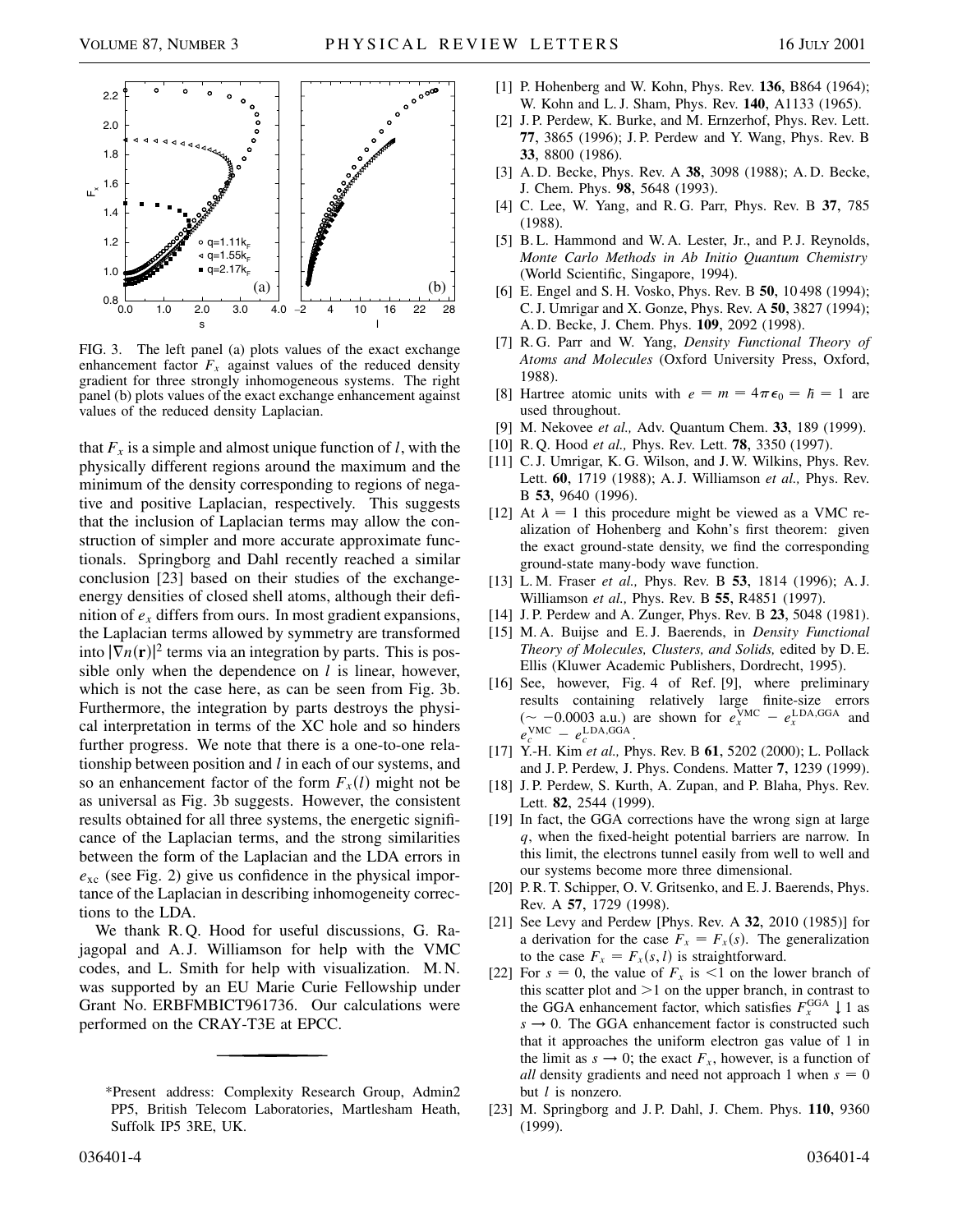2.2
2.0
1.8
1.6
1.4
1.2
1.0
0.8
$F_x$
0.0 1.0 2.0 3.0 4.0
s
○ q=1.11k$_F$
◁ q=1.55k$_F$
■ q=2.17k$_F$
(a)
–2 4 10 16 22 28
l
(b)

FIG. 3. The left panel (a) plots values of the exact exchange enhancement factor $F_x$ against values of the reduced density gradient for three strongly inhomogeneous systems. The right panel (b) plots values of the exact exchange enhancement against values of the reduced density Laplacian.

that $F_x$ is a simple and almost unique function of $l$, with the physically different regions around the maximum and the minimum of the density corresponding to regions of negative and positive Laplacian, respectively. This suggests that the inclusion of Laplacian terms may allow the construction of simpler and more accurate approximate functionals. Springborg and Dahl recently reached a similar conclusion [23] based on their studies of the exchange-energy densities of closed shell atoms, although their definition of $e_x$ differs from ours. In most gradient expansions, the Laplacian terms allowed by symmetry are transformed into $|\nabla n(\mathbf{r})|^2$ terms via an integration by parts. This is possible only when the dependence on $l$ is linear, however, which is not the case here, as can be seen from Fig. 3b. Furthermore, the integration by parts destroys the physical interpretation in terms of the XC hole and so hinders further progress. We note that there is a one-to-one relationship between position and $l$ in each of our systems, and so an enhancement factor of the form $F_x(l)$ might not be as universal as Fig. 3b suggests. However, the consistent results obtained for all three systems, the energetic significance of the Laplacian terms, and the strong similarities between the form of the Laplacian and the LDA errors in $e_{xc}$ (see Fig. 2) give us confidence in the physical importance of the Laplacian in describing inhomogeneity corrections to the LDA.

We thank R. Q. Hood for useful discussions, G. Rajagopal and A. J. Williamson for help with the VMC codes, and L. Smith for help with visualization. M. N. was supported by an EU Marie Curie Fellowship under Grant No. ERBFMBICT961736. Our calculations were performed on the CRAY-T3E at EPCC.

*Present address: Complexity Research Group, Admin2 PP5, British Telecom Laboratories, Martlesham Heath, Suffolk IP5 3RE, UK.

[1] P. Hohenberg and W. Kohn, Phys. Rev. **136**, B864 (1964); W. Kohn and L. J. Sham, Phys. Rev. **140**, A1133 (1965).

[2] J. P. Perdew, K. Burke, and M. Ernzerhof, Phys. Rev. Lett. **77**, 3865 (1996); J. P. Perdew and Y. Wang, Phys. Rev. B **33**, 8800 (1986).

[3] A. D. Becke, Phys. Rev. A **38**, 3098 (1988); A. D. Becke, J. Chem. Phys. **98**, 5648 (1993).

[4] C. Lee, W. Yang, and R. G. Parr, Phys. Rev. B **37**, 785 (1988).

[5] B. L. Hammond and W. A. Lester, Jr., and P. J. Reynolds, *Monte Carlo Methods in Ab Initio Quantum Chemistry* (World Scientific, Singapore, 1994).

[6] E. Engel and S. H. Vosko, Phys. Rev. B **50**, 10 498 (1994); C. J. Umrigar and X. Gonze, Phys. Rev. A **50**, 3827 (1994); A. D. Becke, J. Chem. Phys. **109**, 2092 (1998).

[7] R. G. Parr and W. Yang, *Density Functional Theory of Atoms and Molecules* (Oxford University Press, Oxford, 1988).

[8] Hartree atomic units with $e = m = 4\pi\epsilon_0 = \hbar = 1$ are used throughout.

[9] M. Nekovee *et al.,* Adv. Quantum Chem. **33**, 189 (1999).

[10] R. Q. Hood *et al.,* Phys. Rev. Lett. **78**, 3350 (1997).

[11] C. J. Umrigar, K. G. Wilson, and J. W. Wilkins, Phys. Rev. Lett. **60**, 1719 (1988); A. J. Williamson *et al.,* Phys. Rev. B **53**, 9640 (1996).

[12] At $\lambda = 1$ this procedure might be viewed as a VMC realization of Hohenberg and Kohn's first theorem: given the exact ground-state density, we find the corresponding ground-state many-body wave function.

[13] L. M. Fraser *et al.,* Phys. Rev. B **53**, 1814 (1996); A. J. Williamson *et al.,* Phys. Rev. B **55**, R4851 (1997).

[14] J. P. Perdew and A. Zunger, Phys. Rev. B **23**, 5048 (1981).

[15] M. A. Buijse and E. J. Baerends, in *Density Functional Theory of Molecules, Clusters, and Solids,* edited by D. E. Ellis (Kluwer Academic Publishers, Dordrecht, 1995).

[16] See, however, Fig. 4 of Ref. [9], where preliminary results containing relatively large finite-size errors ($\sim -0.0003$ a.u.) are shown for $e_x^{\rm VMC} - e_x^{\rm LDA,GGA}$ and $e_c^{\rm VMC} - e_c^{\rm LDA,GGA}$.

[17] Y.-H. Kim *et al.,* Phys. Rev. B **61**, 5202 (2000); L. Pollack and J. P. Perdew, J. Phys. Condens. Matter **7**, 1239 (1999).

[18] J. P. Perdew, S. Kurth, A. Zupan, and P. Blaha, Phys. Rev. Lett. **82**, 2544 (1999).

[19] In fact, the GGA corrections have the wrong sign at large $q$, when the fixed-height potential barriers are narrow. In this limit, the electrons tunnel easily from well to well and our systems become more three dimensional.

[20] P. R. T. Schipper, O. V. Gritsenko, and E. J. Baerends, Phys. Rev. A **57**, 1729 (1998).

[21] See Levy and Perdew [Phys. Rev. A **32**, 2010 (1985)] for a derivation for the case $F_x = F_x(s)$. The generalization to the case $F_x = F_x(s, l)$ is straightforward.

[22] For $s = 0$, the value of $F_x$ is $<1$ on the lower branch of this scatter plot and $>1$ on the upper branch, in contrast to the GGA enhancement factor, which satisfies $F_x^{\rm GGA} \downarrow 1$ as $s \to 0$. The GGA enhancement factor is constructed such that it approaches the uniform electron gas value of 1 in the limit as $s \to 0$; the exact $F_x$, however, is a function of *all* density gradients and need not approach 1 when $s = 0$ but $l$ is nonzero.

[23] M. Springborg and J. P. Dahl, J. Chem. Phys. **110**, 9360 (1999).